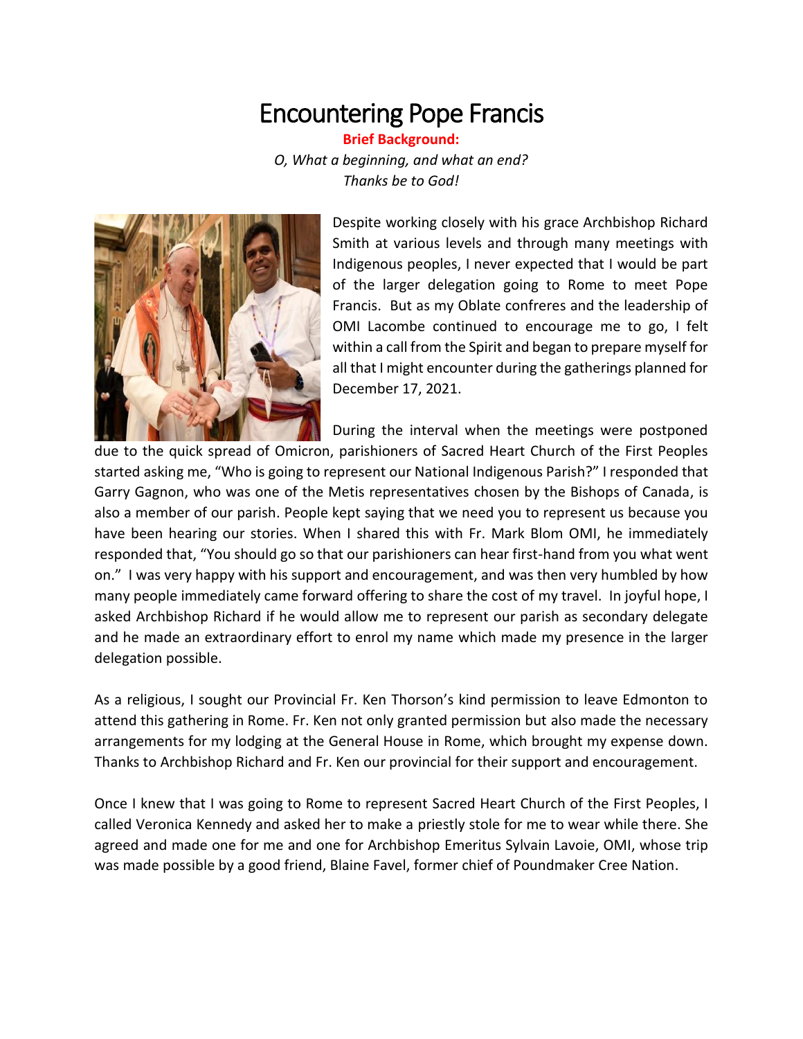# Encountering Pope Francis

**Brief Background:**

*O, What a beginning, and what an end?*
*Thanks be to God!*

Despite working closely with his grace Archbishop Richard Smith at various levels and through many meetings with Indigenous peoples, I never expected that I would be part of the larger delegation going to Rome to meet Pope Francis. But as my Oblate confreres and the leadership of OMI Lacombe continued to encourage me to go, I felt within a call from the Spirit and began to prepare myself for all that I might encounter during the gatherings planned for December 17, 2021.

During the interval when the meetings were postponed due to the quick spread of Omicron, parishioners of Sacred Heart Church of the First Peoples started asking me, "Who is going to represent our National Indigenous Parish?" I responded that Garry Gagnon, who was one of the Metis representatives chosen by the Bishops of Canada, is also a member of our parish. People kept saying that we need you to represent us because you have been hearing our stories. When I shared this with Fr. Mark Blom OMI, he immediately responded that, "You should go so that our parishioners can hear first-hand from you what went on." I was very happy with his support and encouragement, and was then very humbled by how many people immediately came forward offering to share the cost of my travel. In joyful hope, I asked Archbishop Richard if he would allow me to represent our parish as secondary delegate and he made an extraordinary effort to enrol my name which made my presence in the larger delegation possible.

As a religious, I sought our Provincial Fr. Ken Thorson's kind permission to leave Edmonton to attend this gathering in Rome. Fr. Ken not only granted permission but also made the necessary arrangements for my lodging at the General House in Rome, which brought my expense down. Thanks to Archbishop Richard and Fr. Ken our provincial for their support and encouragement.

Once I knew that I was going to Rome to represent Sacred Heart Church of the First Peoples, I called Veronica Kennedy and asked her to make a priestly stole for me to wear while there. She agreed and made one for me and one for Archbishop Emeritus Sylvain Lavoie, OMI, whose trip was made possible by a good friend, Blaine Favel, former chief of Poundmaker Cree Nation.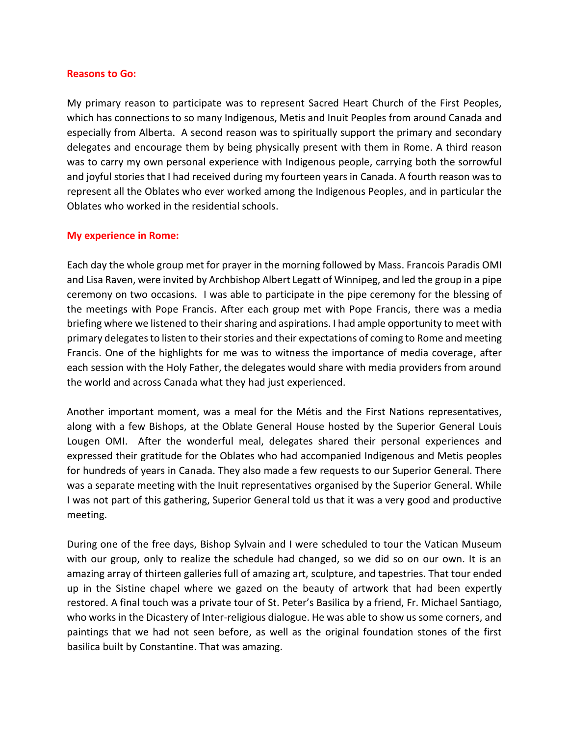**Reasons to Go:**

My primary reason to participate was to represent Sacred Heart Church of the First Peoples, which has connections to so many Indigenous, Metis and Inuit Peoples from around Canada and especially from Alberta. A second reason was to spiritually support the primary and secondary delegates and encourage them by being physically present with them in Rome. A third reason was to carry my own personal experience with Indigenous people, carrying both the sorrowful and joyful stories that I had received during my fourteen years in Canada. A fourth reason was to represent all the Oblates who ever worked among the Indigenous Peoples, and in particular the Oblates who worked in the residential schools.

**My experience in Rome:**

Each day the whole group met for prayer in the morning followed by Mass. Francois Paradis OMI and Lisa Raven, were invited by Archbishop Albert Legatt of Winnipeg, and led the group in a pipe ceremony on two occasions. I was able to participate in the pipe ceremony for the blessing of the meetings with Pope Francis. After each group met with Pope Francis, there was a media briefing where we listened to their sharing and aspirations. I had ample opportunity to meet with primary delegates to listen to their stories and their expectations of coming to Rome and meeting Francis. One of the highlights for me was to witness the importance of media coverage, after each session with the Holy Father, the delegates would share with media providers from around the world and across Canada what they had just experienced.

Another important moment, was a meal for the Métis and the First Nations representatives, along with a few Bishops, at the Oblate General House hosted by the Superior General Louis Lougen OMI. After the wonderful meal, delegates shared their personal experiences and expressed their gratitude for the Oblates who had accompanied Indigenous and Metis peoples for hundreds of years in Canada. They also made a few requests to our Superior General. There was a separate meeting with the Inuit representatives organised by the Superior General. While I was not part of this gathering, Superior General told us that it was a very good and productive meeting.

During one of the free days, Bishop Sylvain and I were scheduled to tour the Vatican Museum with our group, only to realize the schedule had changed, so we did so on our own. It is an amazing array of thirteen galleries full of amazing art, sculpture, and tapestries. That tour ended up in the Sistine chapel where we gazed on the beauty of artwork that had been expertly restored. A final touch was a private tour of St. Peter's Basilica by a friend, Fr. Michael Santiago, who works in the Dicastery of Inter-religious dialogue. He was able to show us some corners, and paintings that we had not seen before, as well as the original foundation stones of the first basilica built by Constantine. That was amazing.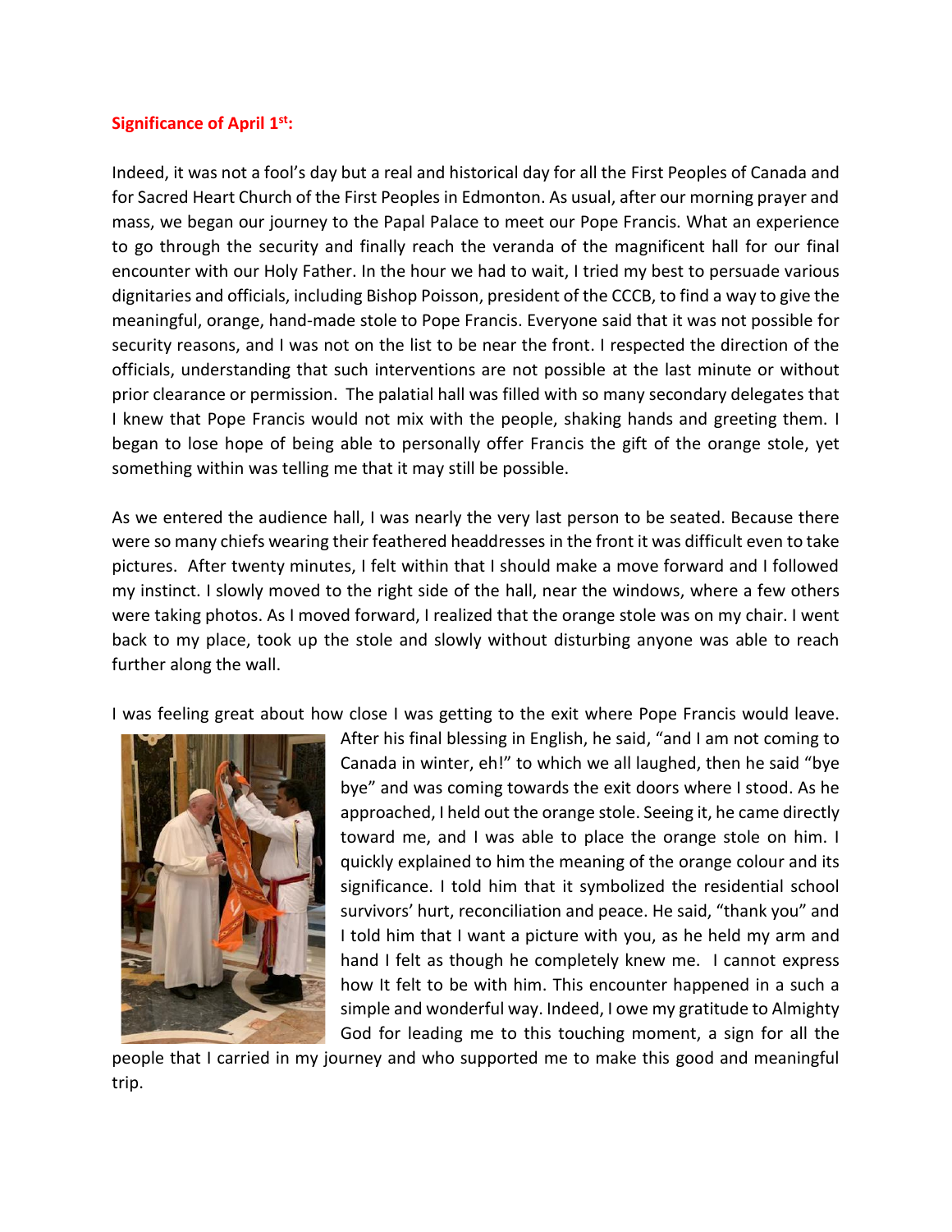**Significance of April 1st:**

Indeed, it was not a fool's day but a real and historical day for all the First Peoples of Canada and for Sacred Heart Church of the First Peoples in Edmonton. As usual, after our morning prayer and mass, we began our journey to the Papal Palace to meet our Pope Francis. What an experience to go through the security and finally reach the veranda of the magnificent hall for our final encounter with our Holy Father. In the hour we had to wait, I tried my best to persuade various dignitaries and officials, including Bishop Poisson, president of the CCCB, to find a way to give the meaningful, orange, hand-made stole to Pope Francis. Everyone said that it was not possible for security reasons, and I was not on the list to be near the front. I respected the direction of the officials, understanding that such interventions are not possible at the last minute or without prior clearance or permission. The palatial hall was filled with so many secondary delegates that I knew that Pope Francis would not mix with the people, shaking hands and greeting them. I began to lose hope of being able to personally offer Francis the gift of the orange stole, yet something within was telling me that it may still be possible.

As we entered the audience hall, I was nearly the very last person to be seated. Because there were so many chiefs wearing their feathered headdresses in the front it was difficult even to take pictures. After twenty minutes, I felt within that I should make a move forward and I followed my instinct. I slowly moved to the right side of the hall, near the windows, where a few others were taking photos. As I moved forward, I realized that the orange stole was on my chair. I went back to my place, took up the stole and slowly without disturbing anyone was able to reach further along the wall.

I was feeling great about how close I was getting to the exit where Pope Francis would leave. After his final blessing in English, he said, "and I am not coming to Canada in winter, eh!" to which we all laughed, then he said "bye bye" and was coming towards the exit doors where I stood. As he approached, I held out the orange stole. Seeing it, he came directly toward me, and I was able to place the orange stole on him. I quickly explained to him the meaning of the orange colour and its significance. I told him that it symbolized the residential school survivors' hurt, reconciliation and peace. He said, "thank you" and I told him that I want a picture with you, as he held my arm and hand I felt as though he completely knew me. I cannot express how It felt to be with him. This encounter happened in a such a simple and wonderful way. Indeed, I owe my gratitude to Almighty God for leading me to this touching moment, a sign for all the people that I carried in my journey and who supported me to make this good and meaningful trip.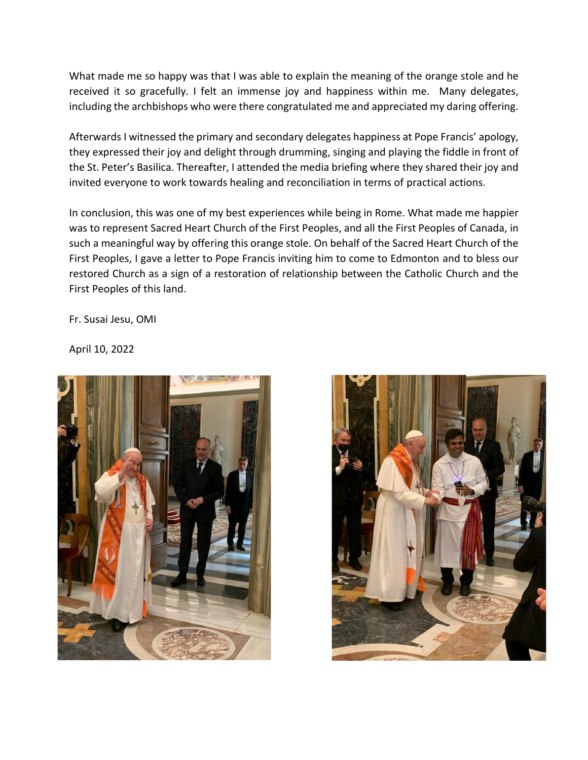What made me so happy was that I was able to explain the meaning of the orange stole and he received it so gracefully. I felt an immense joy and happiness within me. Many delegates, including the archbishops who were there congratulated me and appreciated my daring offering.

Afterwards I witnessed the primary and secondary delegates happiness at Pope Francis' apology, they expressed their joy and delight through drumming, singing and playing the fiddle in front of the St. Peter's Basilica. Thereafter, I attended the media briefing where they shared their joy and invited everyone to work towards healing and reconciliation in terms of practical actions.

In conclusion, this was one of my best experiences while being in Rome. What made me happier was to represent Sacred Heart Church of the First Peoples, and all the First Peoples of Canada, in such a meaningful way by offering this orange stole. On behalf of the Sacred Heart Church of the First Peoples, I gave a letter to Pope Francis inviting him to come to Edmonton and to bless our restored Church as a sign of a restoration of relationship between the Catholic Church and the First Peoples of this land.

Fr. Susai Jesu, OMI

April 10, 2022